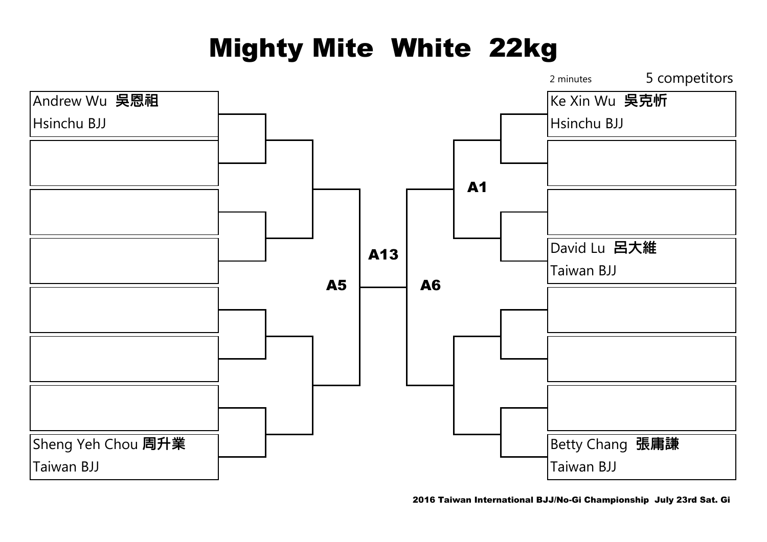# Mighty Mite White 22kg

2 minutes

5 competitors

Andrew Wu 吳恩祖
Hsinchu BJJ

Sheng Yeh Chou 周升業
Taiwan BJJ

Ke Xin Wu 吳克忻
Hsinchu BJJ

A1

David Lu 呂大維
Taiwan BJJ

Betty Chang 張庸謙
Taiwan BJJ

A13

A5

A6

2016 Taiwan International BJJ/No-Gi Championship July 23rd Sat. Gi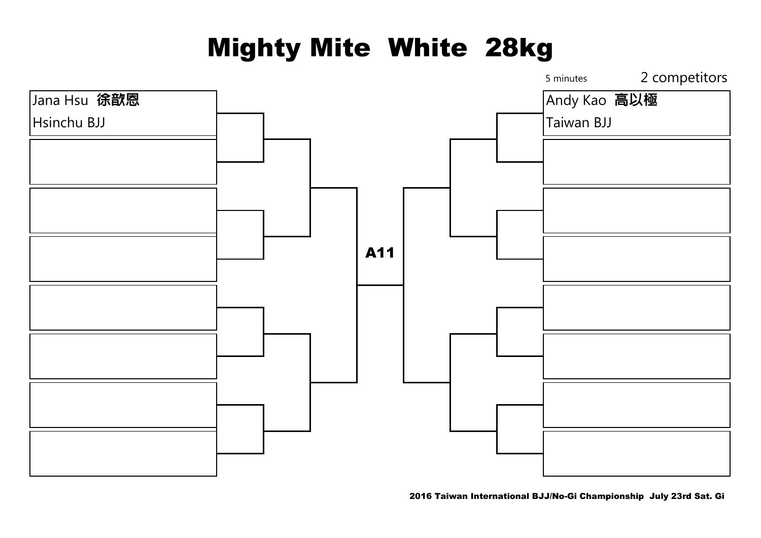# Mighty Mite White 28kg

5 minutes

2 competitors

Jana Hsu 徐歆恩
Hsinchu BJJ

A11

Andy Kao 高以極
Taiwan BJJ

2016 Taiwan International BJJ/No-Gi Championship July 23rd Sat. Gi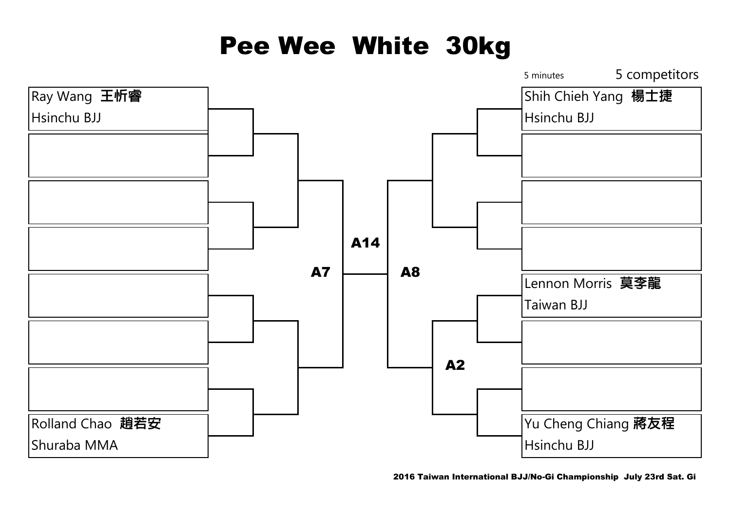# Pee Wee White 30kg

5 minutes

5 competitors

Ray Wang 王忻睿
Hsinchu BJJ

Rolland Chao 趙若安
Shuraba MMA

A7

A14

A8

A2

Shih Chieh Yang 楊士捷
Hsinchu BJJ

Lennon Morris 莫李龍
Taiwan BJJ

Yu Cheng Chiang 蔣友程
Hsinchu BJJ

2016 Taiwan International BJJ/No-Gi Championship July 23rd Sat. Gi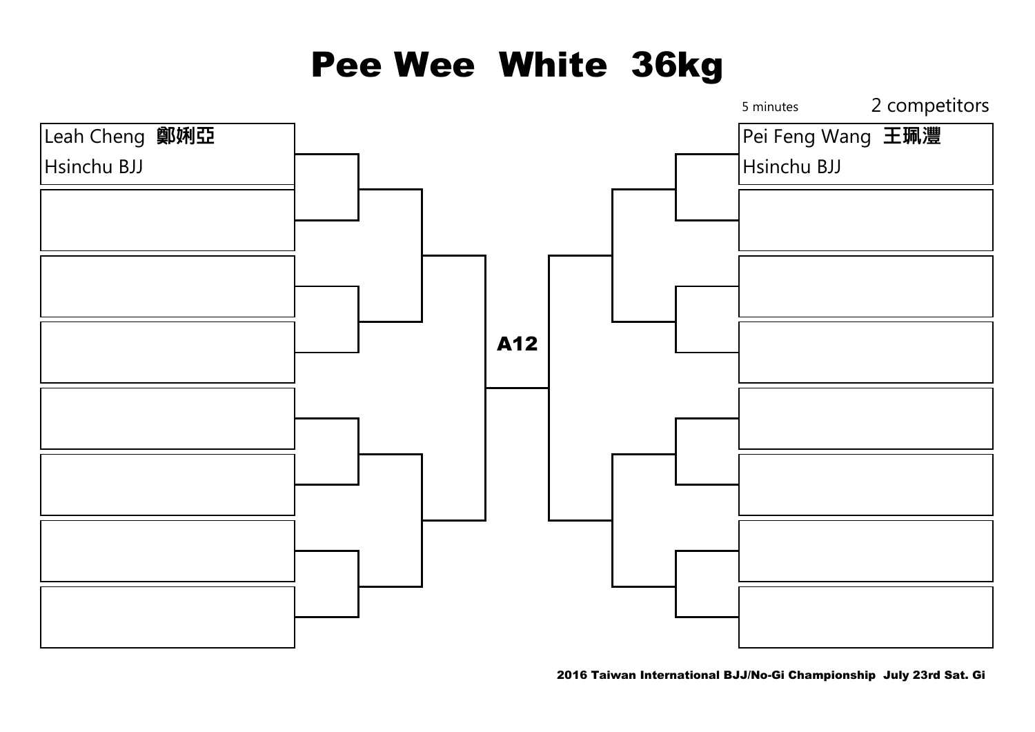# Pee Wee White 36kg

5 minutes

2 competitors

Leah Cheng 鄭俐亞
Hsinchu BJJ

A12

Pei Feng Wang 王珮灃
Hsinchu BJJ

2016 Taiwan International BJJ/No-Gi Championship July 23rd Sat. Gi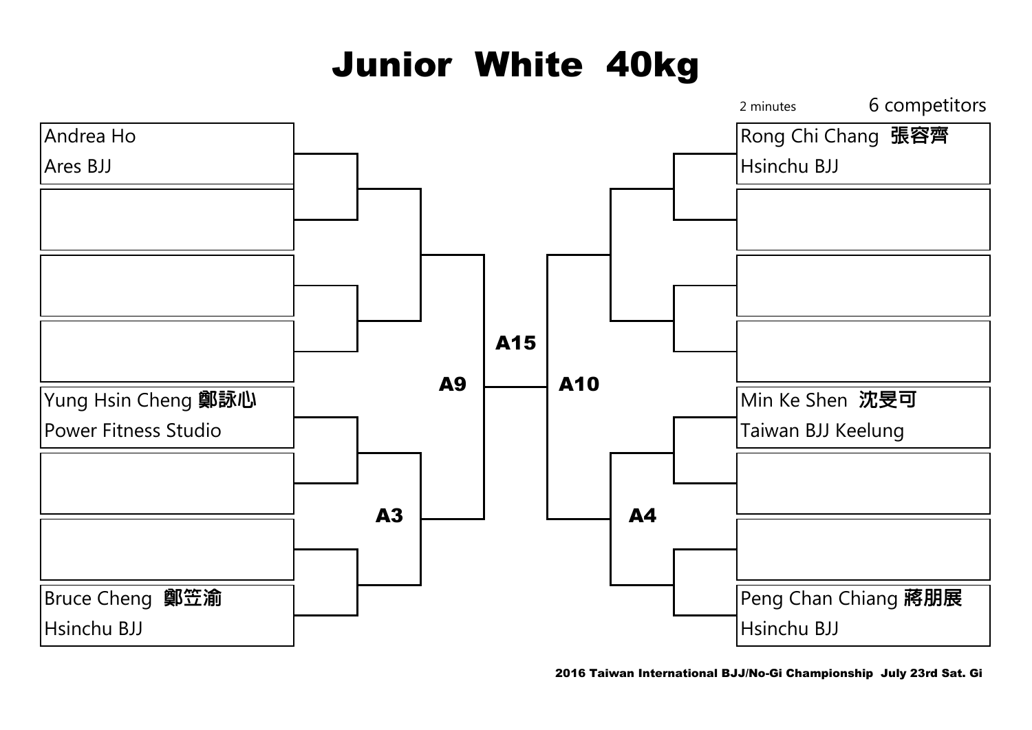# Junior White 40kg

2 minutes

6 competitors

Andrea Ho
Ares BJJ

Yung Hsin Cheng 鄭詠心
Power Fitness Studio

Bruce Cheng 鄭笠渝
Hsinchu BJJ

A3

A9

A15

A10

A4

Rong Chi Chang 張容齊
Hsinchu BJJ

Min Ke Shen 沈旻可
Taiwan BJJ Keelung

Peng Chan Chiang 蔣朋展
Hsinchu BJJ

2016 Taiwan International BJJ/No-Gi Championship July 23rd Sat. Gi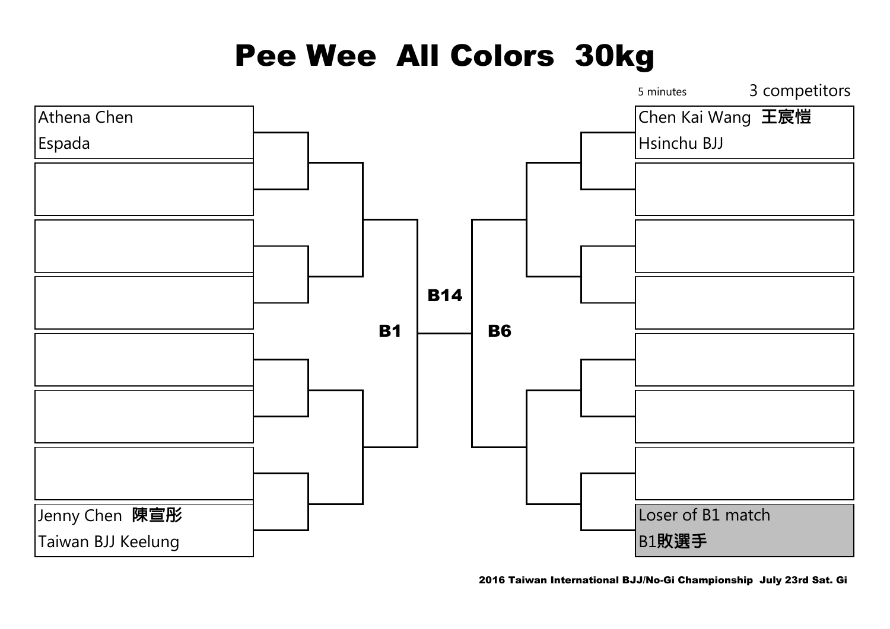# Pee Wee All Colors 30kg

5 minutes

3 competitors

Athena Chen
Espada

Jenny Chen 陳宣彤
Taiwan BJJ Keelung

Chen Kai Wang 王宸愷
Hsinchu BJJ

Loser of B1 match
B1敗選手

B1

B14

B6

2016 Taiwan International BJJ/No-Gi Championship July 23rd Sat. Gi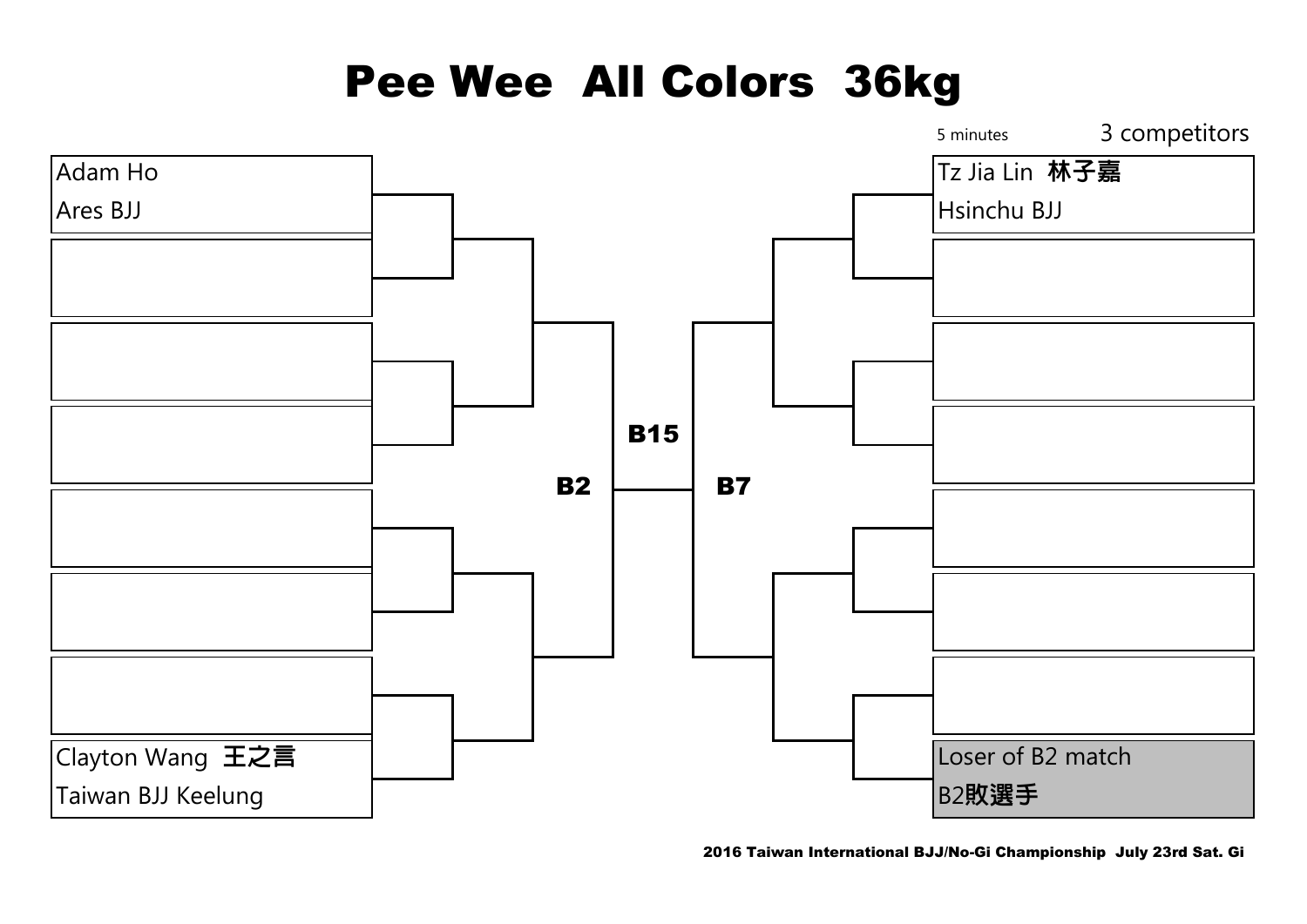# Pee Wee All Colors 36kg

5 minutes

3 competitors

Adam Ho
Ares BJJ

Clayton Wang 王之言
Taiwan BJJ Keelung

B2

B15

B7

Tz Jia Lin 林子嘉
Hsinchu BJJ

Loser of B2 match
B2敗選手

2016 Taiwan International BJJ/No-Gi Championship July 23rd Sat. Gi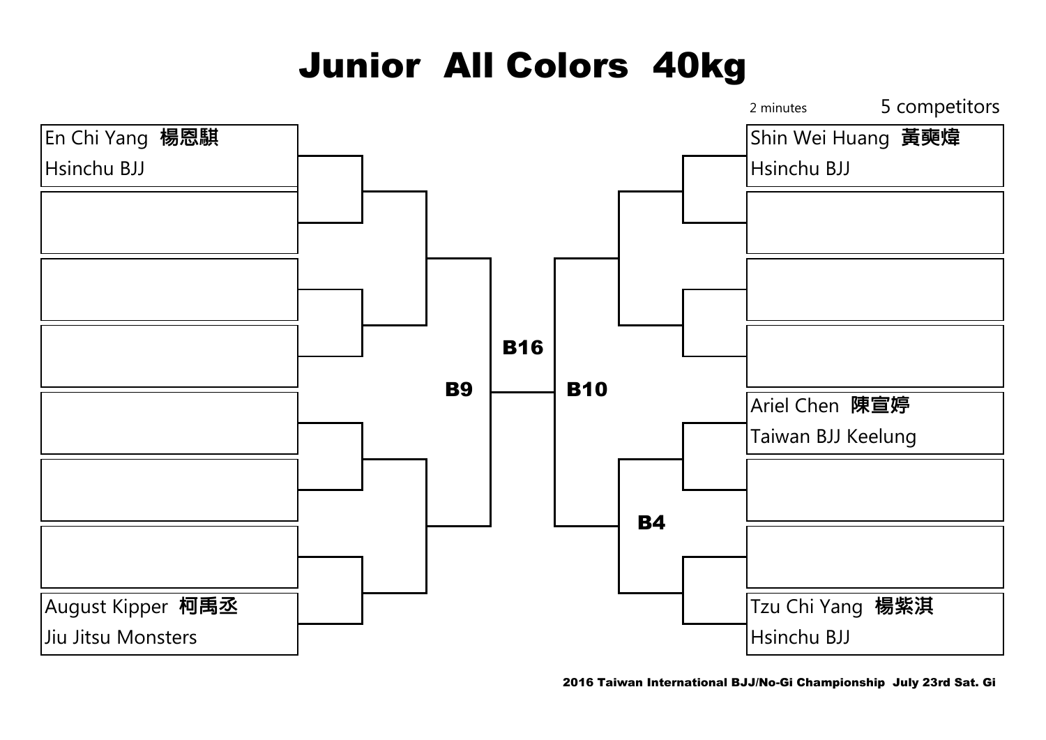# Junior All Colors 40kg

2 minutes

5 competitors

En Chi Yang 楊恩騏
Hsinchu BJJ

August Kipper 柯禹丞
Jiu Jitsu Monsters

Shin Wei Huang 黃奭煒
Hsinchu BJJ

Ariel Chen 陳宣婷
Taiwan BJJ Keelung

Tzu Chi Yang 楊紫淇
Hsinchu BJJ

B16

B9

B10

B4

2016 Taiwan International BJJ/No-Gi Championship July 23rd Sat. Gi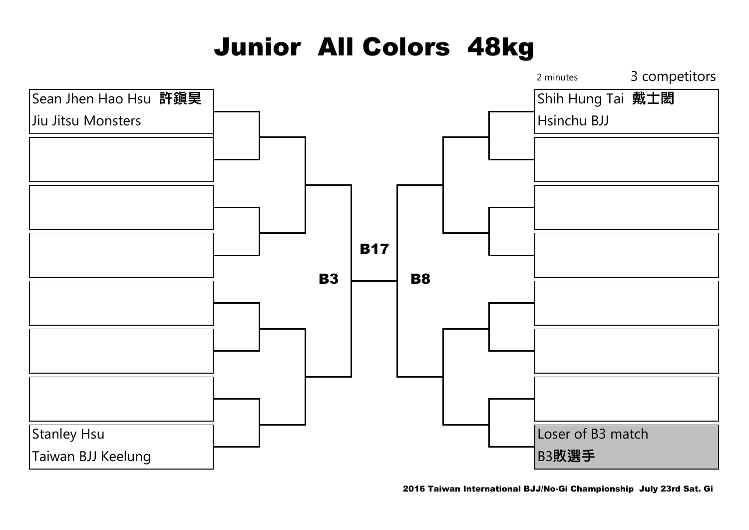# Junior All Colors 48kg

2 minutes

3 competitors

Sean Jhen Hao Hsu **許鎮昊**
Jiu Jitsu Monsters

Stanley Hsu
Taiwan BJJ Keelung

**B3**

**B17**

**B8**

Shih Hung Tai **戴士閎**
Hsinchu BJJ

Loser of B3 match
B3**敗選手**

**2016 Taiwan International BJJ/No-Gi Championship July 23rd Sat. Gi**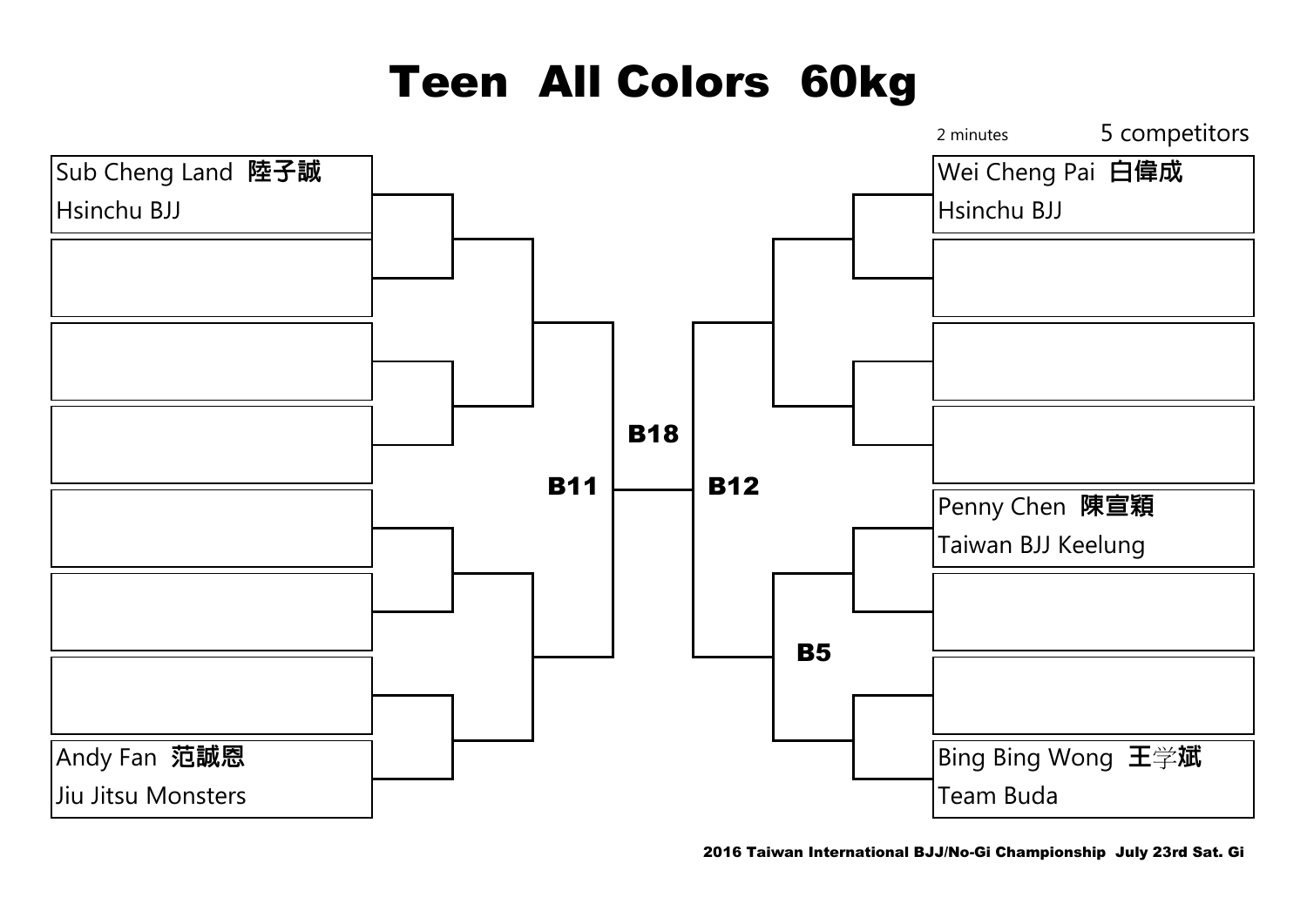# Teen All Colors 60kg

2 minutes

5 competitors

Sub Cheng Land **陸子誠**
Hsinchu BJJ

Andy Fan **范誠恩**
Jiu Jitsu Monsters

B11

B18

B12

B5

Wei Cheng Pai **白偉成**
Hsinchu BJJ

Penny Chen **陳宣穎**
Taiwan BJJ Keelung

Bing Bing Wong **王学斌**
Team Buda

2016 Taiwan International BJJ/No-Gi Championship July 23rd Sat. Gi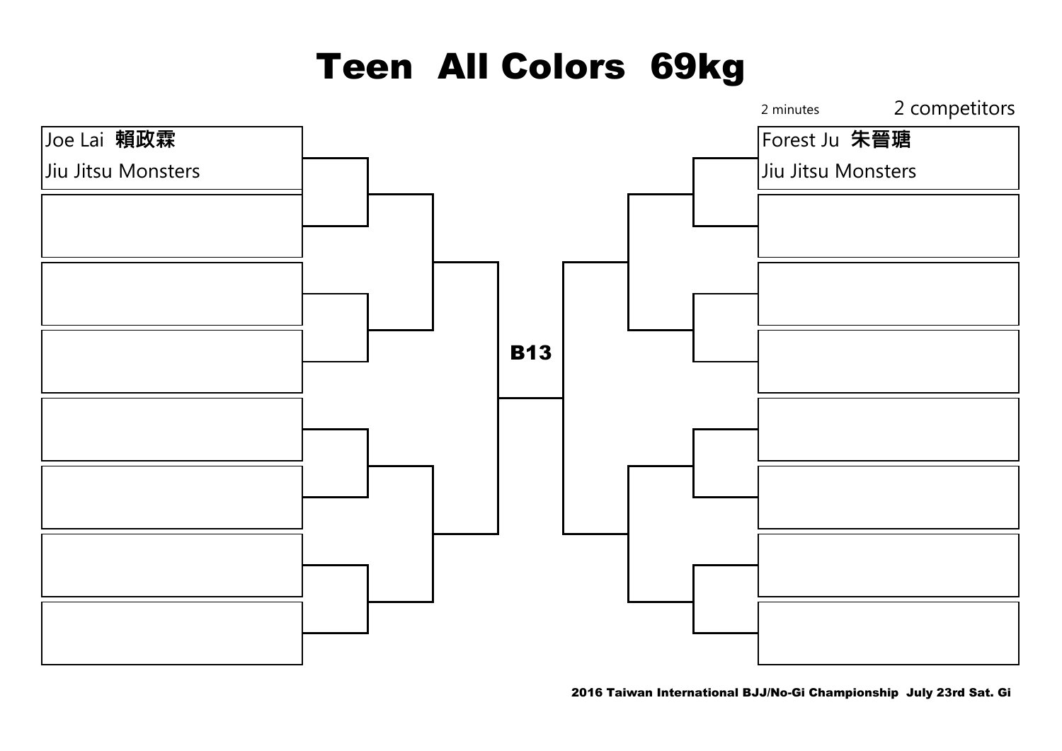# Teen All Colors 69kg

2 minutes

2 competitors

Joe Lai **賴政霖**

Jiu Jitsu Monsters

**B13**

Forest Ju **朱晉瑭**

Jiu Jitsu Monsters

2016 Taiwan International BJJ/No-Gi Championship July 23rd Sat. Gi